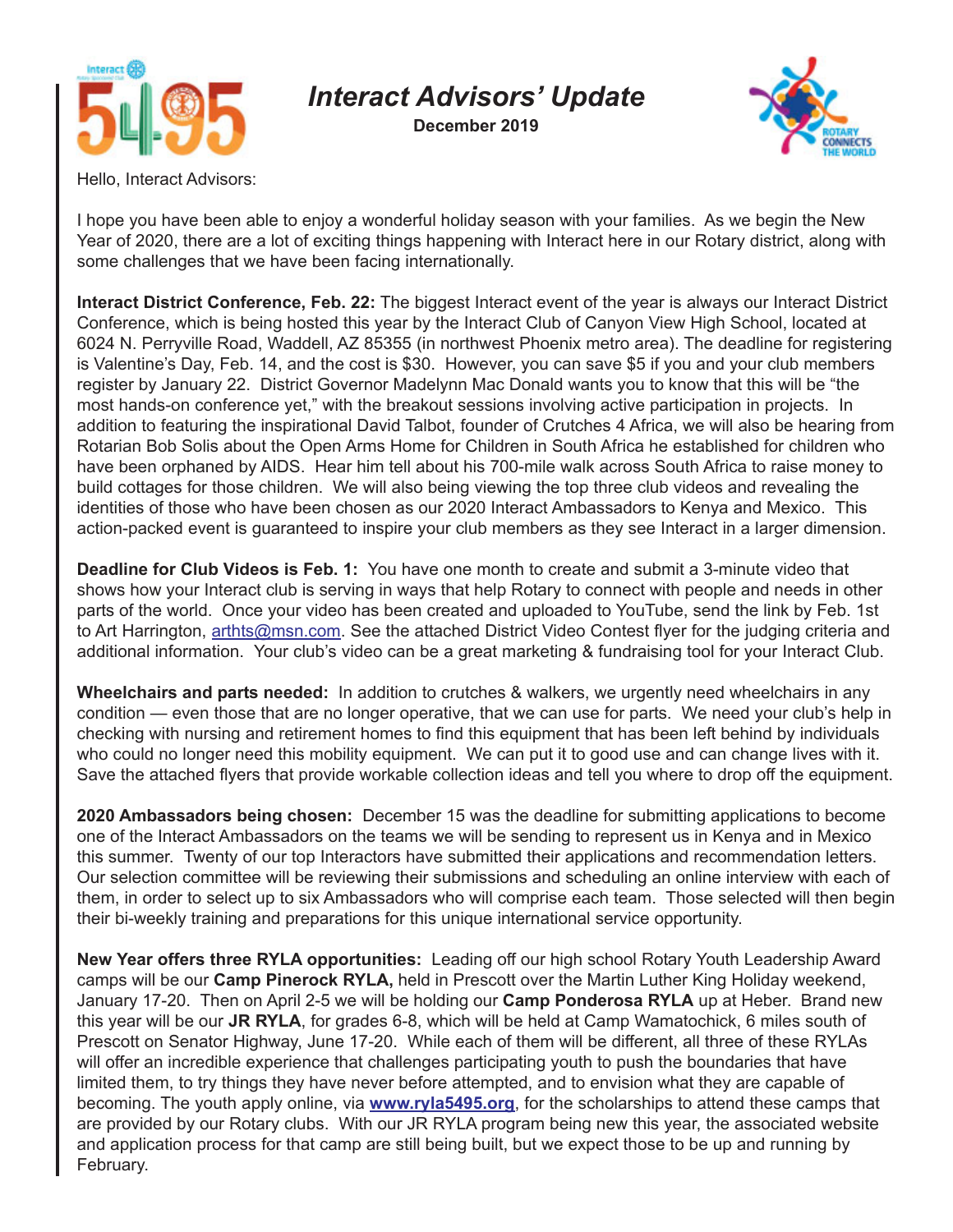# *Interact Advisors' Update*

**December 2019**

Hello, Interact Advisors:

I hope you have been able to enjoy a wonderful holiday season with your families. As we begin the New Year of 2020, there are a lot of exciting things happening with Interact here in our Rotary district, along with some challenges that we have been facing internationally.

**Interact District Conference, Feb. 22:** The biggest Interact event of the year is always our Interact District Conference, which is being hosted this year by the Interact Club of Canyon View High School, located at 6024 N. Perryville Road, Waddell, AZ 85355 (in northwest Phoenix metro area). The deadline for registering is Valentine's Day, Feb. 14, and the cost is $30. However, you can save $5 if you and your club members register by January 22. District Governor Madelynn Mac Donald wants you to know that this will be "the most hands-on conference yet," with the breakout sessions involving active participation in projects. In addition to featuring the inspirational David Talbot, founder of Crutches 4 Africa, we will also be hearing from Rotarian Bob Solis about the Open Arms Home for Children in South Africa he established for children who have been orphaned by AIDS. Hear him tell about his 700-mile walk across South Africa to raise money to build cottages for those children. We will also being viewing the top three club videos and revealing the identities of those who have been chosen as our 2020 Interact Ambassadors to Kenya and Mexico. This action-packed event is guaranteed to inspire your club members as they see Interact in a larger dimension.

**Deadline for Club Videos is Feb. 1:** You have one month to create and submit a 3-minute video that shows how your Interact club is serving in ways that help Rotary to connect with people and needs in other parts of the world. Once your video has been created and uploaded to YouTube, send the link by Feb. 1st to Art Harrington, arthts@msn.com. See the attached District Video Contest flyer for the judging criteria and additional information. Your club's video can be a great marketing & fundraising tool for your Interact Club.

**Wheelchairs and parts needed:** In addition to crutches & walkers, we urgently need wheelchairs in any condition — even those that are no longer operative, that we can use for parts. We need your club's help in checking with nursing and retirement homes to find this equipment that has been left behind by individuals who could no longer need this mobility equipment. We can put it to good use and can change lives with it. Save the attached flyers that provide workable collection ideas and tell you where to drop off the equipment.

**2020 Ambassadors being chosen:** December 15 was the deadline for submitting applications to become one of the Interact Ambassadors on the teams we will be sending to represent us in Kenya and in Mexico this summer. Twenty of our top Interactors have submitted their applications and recommendation letters. Our selection committee will be reviewing their submissions and scheduling an online interview with each of them, in order to select up to six Ambassadors who will comprise each team. Those selected will then begin their bi-weekly training and preparations for this unique international service opportunity.

**New Year offers three RYLA opportunities:** Leading off our high school Rotary Youth Leadership Award camps will be our **Camp Pinerock RYLA,** held in Prescott over the Martin Luther King Holiday weekend, January 17-20. Then on April 2-5 we will be holding our **Camp Ponderosa RYLA** up at Heber. Brand new this year will be our **JR RYLA**, for grades 6-8, which will be held at Camp Wamatochick, 6 miles south of Prescott on Senator Highway, June 17-20. While each of them will be different, all three of these RYLAs will offer an incredible experience that challenges participating youth to push the boundaries that have limited them, to try things they have never before attempted, and to envision what they are capable of becoming. The youth apply online, via **www.ryla5495.org**, for the scholarships to attend these camps that are provided by our Rotary clubs. With our JR RYLA program being new this year, the associated website and application process for that camp are still being built, but we expect those to be up and running by February.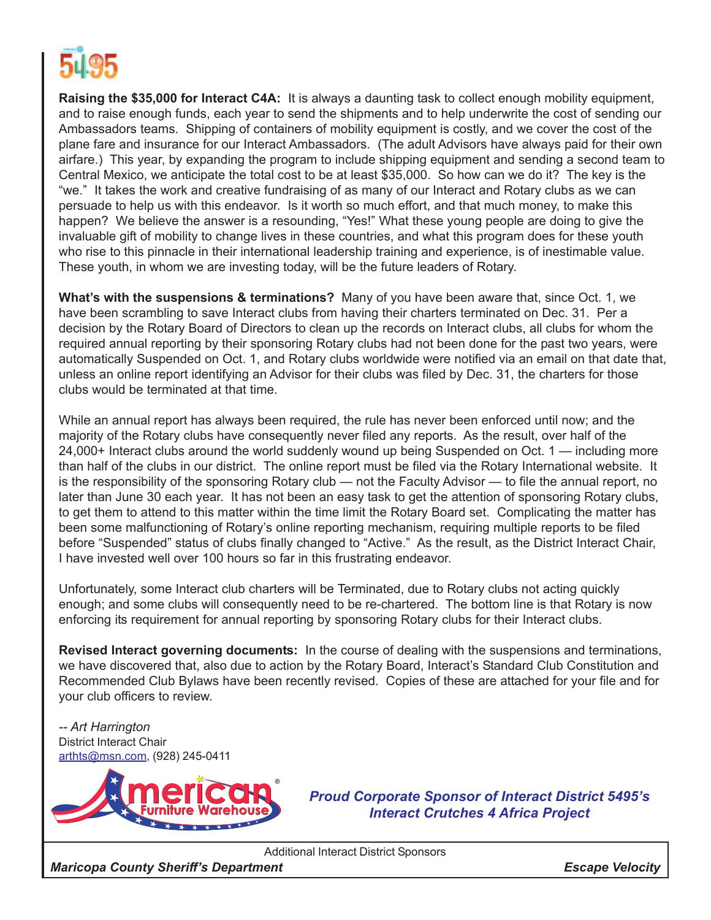**Raising the $35,000 for Interact C4A:** It is always a daunting task to collect enough mobility equipment, and to raise enough funds, each year to send the shipments and to help underwrite the cost of sending our Ambassadors teams. Shipping of containers of mobility equipment is costly, and we cover the cost of the plane fare and insurance for our Interact Ambassadors. (The adult Advisors have always paid for their own airfare.) This year, by expanding the program to include shipping equipment and sending a second team to Central Mexico, we anticipate the total cost to be at least $35,000. So how can we do it? The key is the "we." It takes the work and creative fundraising of as many of our Interact and Rotary clubs as we can persuade to help us with this endeavor. Is it worth so much effort, and that much money, to make this happen? We believe the answer is a resounding, "Yes!" What these young people are doing to give the invaluable gift of mobility to change lives in these countries, and what this program does for these youth who rise to this pinnacle in their international leadership training and experience, is of inestimable value. These youth, in whom we are investing today, will be the future leaders of Rotary.

**What's with the suspensions & terminations?** Many of you have been aware that, since Oct. 1, we have been scrambling to save Interact clubs from having their charters terminated on Dec. 31. Per a decision by the Rotary Board of Directors to clean up the records on Interact clubs, all clubs for whom the required annual reporting by their sponsoring Rotary clubs had not been done for the past two years, were automatically Suspended on Oct. 1, and Rotary clubs worldwide were notified via an email on that date that, unless an online report identifying an Advisor for their clubs was filed by Dec. 31, the charters for those clubs would be terminated at that time.

While an annual report has always been required, the rule has never been enforced until now; and the majority of the Rotary clubs have consequently never filed any reports. As the result, over half of the 24,000+ Interact clubs around the world suddenly wound up being Suspended on Oct. 1 — including more than half of the clubs in our district. The online report must be filed via the Rotary International website. It is the responsibility of the sponsoring Rotary club — not the Faculty Advisor — to file the annual report, no later than June 30 each year. It has not been an easy task to get the attention of sponsoring Rotary clubs, to get them to attend to this matter within the time limit the Rotary Board set. Complicating the matter has been some malfunctioning of Rotary's online reporting mechanism, requiring multiple reports to be filed before "Suspended" status of clubs finally changed to "Active." As the result, as the District Interact Chair, I have invested well over 100 hours so far in this frustrating endeavor.

Unfortunately, some Interact club charters will be Terminated, due to Rotary clubs not acting quickly enough; and some clubs will consequently need to be re-chartered. The bottom line is that Rotary is now enforcing its requirement for annual reporting by sponsoring Rotary clubs for their Interact clubs.

**Revised Interact governing documents:** In the course of dealing with the suspensions and terminations, we have discovered that, also due to action by the Rotary Board, Interact's Standard Club Constitution and Recommended Club Bylaws have been recently revised. Copies of these are attached for your file and for your club officers to review.

*-- Art Harrington*
District Interact Chair
arthts@msn.com, (928) 245-0411

American Furniture Warehouse

***Proud Corporate Sponsor of Interact District 5495's Interact Crutches 4 Africa Project***

Additional Interact District Sponsors

***Maricopa County Sheriff's Department*** ***Escape Velocity***